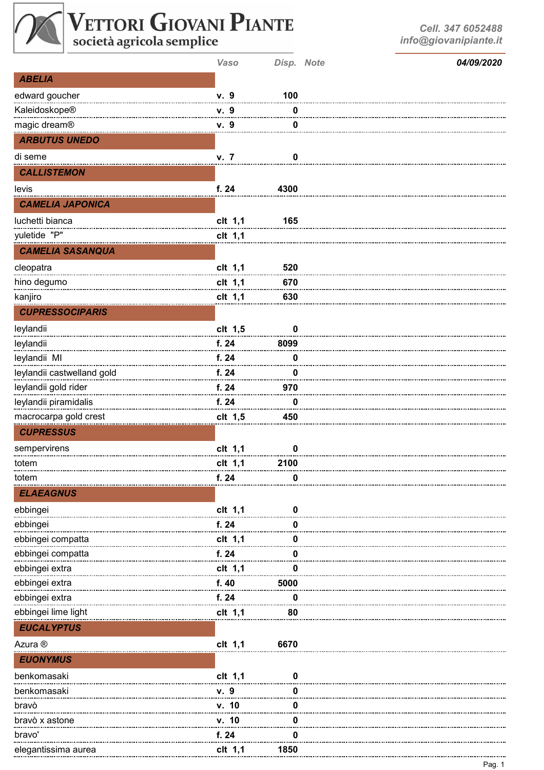# Vettori Giovani Piante
## società agricola semplice

Cell. 347 6052488
info@giovanipiante.it

**04/09/2020**

| | Vaso | Disp. | Note |
|---|---|---|---|
| **ABELIA** | | | |
| edward goucher | v. 9 | 100 | |
| Kaleidoskope® | v. 9 | 0 | |
| magic dream® | v. 9 | 0 | |
| **ARBUTUS UNEDO** | | | |
| di seme | v. 7 | 0 | |
| **CALLISTEMON** | | | |
| levis | f. 24 | 4300 | |
| **CAMELIA JAPONICA** | | | |
| luchetti bianca | clt 1,1 | 165 | |
| yuletide "P" | clt 1,1 | | |
| **CAMELIA SASANQUA** | | | |
| cleopatra | clt 1,1 | 520 | |
| hino degumo | clt 1,1 | 670 | |
| kanjiro | clt 1,1 | 630 | |
| **CUPRESSOCIPARIS** | | | |
| leylandii | clt 1,5 | 0 | |
| leylandii | f. 24 | 8099 | |
| leylandii MI | f. 24 | 0 | |
| leylandii castwelland gold | f. 24 | 0 | |
| leylandii gold rider | f. 24 | 970 | |
| leylandii piramidalis | f. 24 | 0 | |
| macrocarpa gold crest | clt 1,5 | 450 | |
| **CUPRESSUS** | | | |
| sempervirens | clt 1,1 | 0 | |
| totem | clt 1,1 | 2100 | |
| totem | f. 24 | 0 | |
| **ELAEAGNUS** | | | |
| ebbingei | clt 1,1 | 0 | |
| ebbingei | f. 24 | 0 | |
| ebbingei compatta | clt 1,1 | 0 | |
| ebbingei compatta | f. 24 | 0 | |
| ebbingei extra | clt 1,1 | 0 | |
| ebbingei extra | f. 40 | 5000 | |
| ebbingei extra | f. 24 | 0 | |
| ebbingei lime light | clt 1,1 | 80 | |
| **EUCALYPTUS** | | | |
| Azura ® | clt 1,1 | 6670 | |
| **EUONYMUS** | | | |
| benkomasaki | clt 1,1 | 0 | |
| benkomasaki | v. 9 | 0 | |
| bravò | v. 10 | 0 | |
| bravò x astone | v. 10 | 0 | |
| bravo' | f. 24 | 0 | |
| elegantissima aurea | clt 1,1 | 1850 | |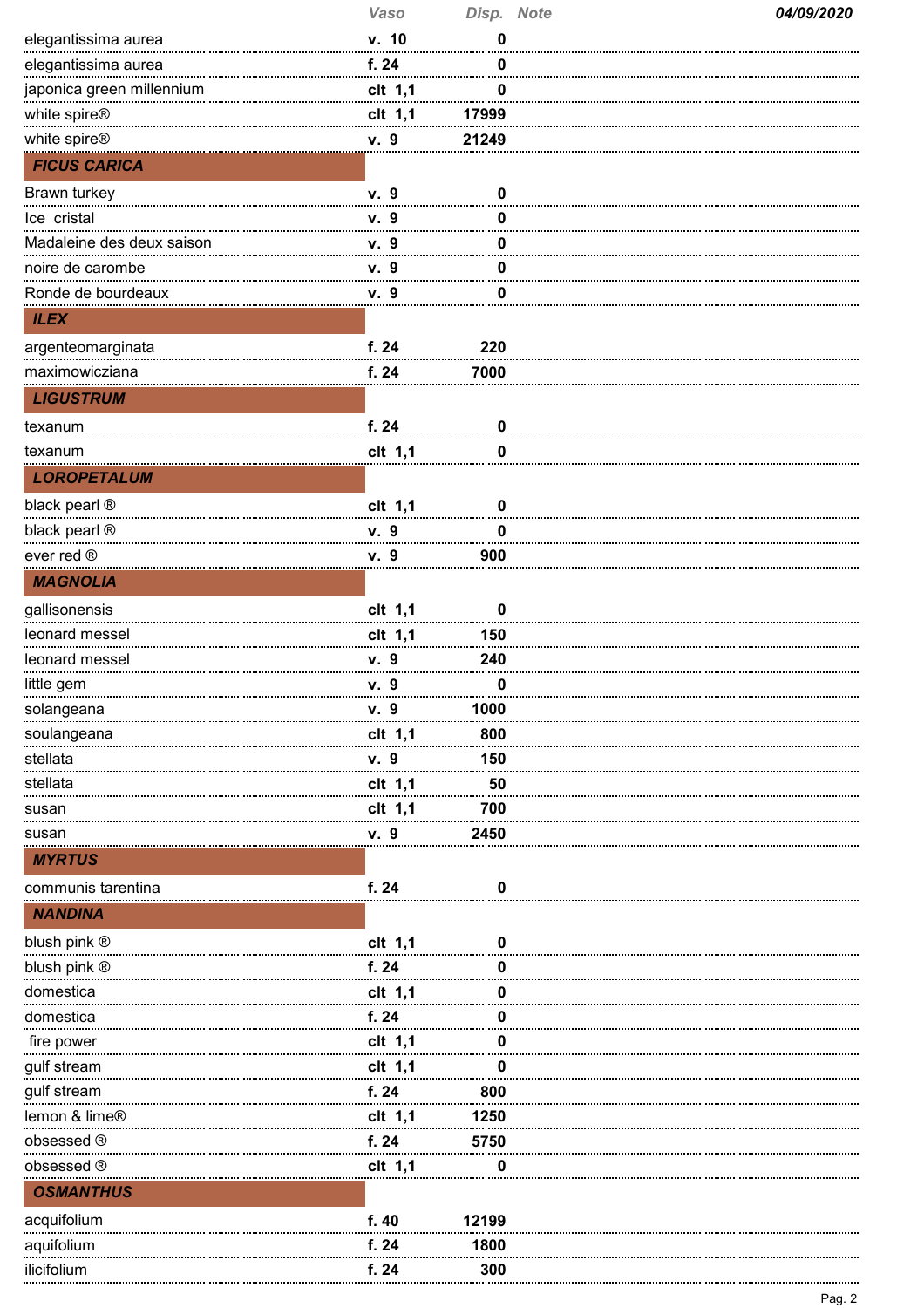| | Vaso | Disp. | Note | 04/09/2020 |
|---|---|---|---|---|
| elegantissima aurea | v. 10 | 0 | | |
| elegantissima aurea | f. 24 | 0 | | |
| japonica green millennium | clt 1,1 | 0 | | |
| white spire® | clt 1,1 | 17999 | | |
| white spire® | v. 9 | 21249 | | |
| ***FICUS CARICA*** | | | | |
| Brawn turkey | v. 9 | 0 | | |
| Ice cristal | v. 9 | 0 | | |
| Madaleine des deux saison | v. 9 | 0 | | |
| noire de carombe | v. 9 | 0 | | |
| Ronde de bourdeaux | v. 9 | 0 | | |
| ***ILEX*** | | | | |
| argenteomarginata | f. 24 | 220 | | |
| maximowicziana | f. 24 | 7000 | | |
| ***LIGUSTRUM*** | | | | |
| texanum | f. 24 | 0 | | |
| texanum | clt 1,1 | 0 | | |
| ***LOROPETALUM*** | | | | |
| black pearl ® | clt 1,1 | 0 | | |
| black pearl ® | v. 9 | 0 | | |
| ever red ® | v. 9 | 900 | | |
| ***MAGNOLIA*** | | | | |
| gallisonensis | clt 1,1 | 0 | | |
| leonard messel | clt 1,1 | 150 | | |
| leonard messel | v. 9 | 240 | | |
| little gem | v. 9 | 0 | | |
| solangeana | v. 9 | 1000 | | |
| soulangeana | clt 1,1 | 800 | | |
| stellata | v. 9 | 150 | | |
| stellata | clt 1,1 | 50 | | |
| susan | clt 1,1 | 700 | | |
| susan | v. 9 | 2450 | | |
| ***MYRTUS*** | | | | |
| communis tarentina | f. 24 | 0 | | |
| ***NANDINA*** | | | | |
| blush pink ® | clt 1,1 | 0 | | |
| blush pink ® | f. 24 | 0 | | |
| domestica | clt 1,1 | 0 | | |
| domestica | f. 24 | 0 | | |
| fire power | clt 1,1 | 0 | | |
| gulf stream | clt 1,1 | 0 | | |
| gulf stream | f. 24 | 800 | | |
| lemon & lime® | clt 1,1 | 1250 | | |
| obsessed ® | f. 24 | 5750 | | |
| obsessed ® | clt 1,1 | 0 | | |
| ***OSMANTHUS*** | | | | |
| acquifolium | f. 40 | 12199 | | |
| aquifolium | f. 24 | 1800 | | |
| ilicifolium | f. 24 | 300 | | |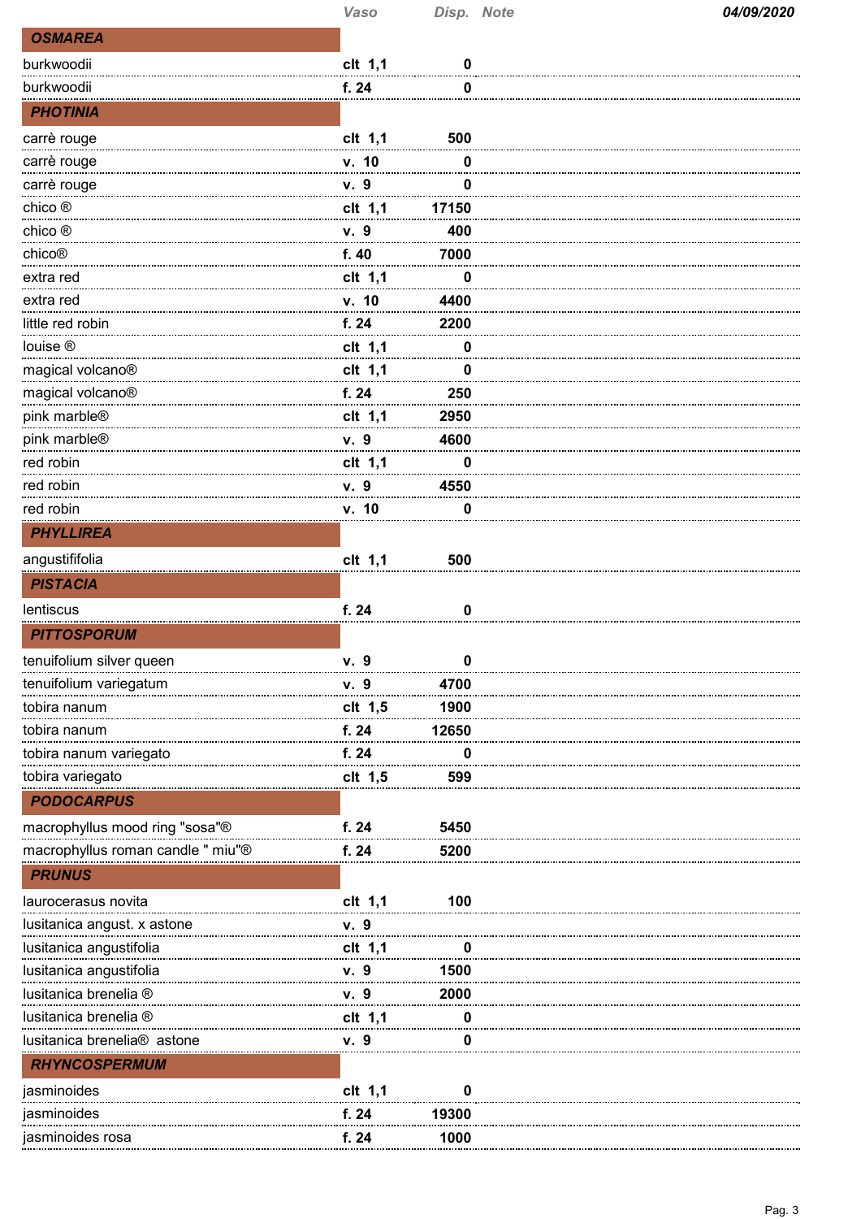| | Vaso | Disp. | Note |
|---|---|---|---|
| **OSMAREA** | | | |
| burkwoodii | clt 1,1 | 0 | |
| burkwoodii | f. 24 | 0 | |
| **PHOTINIA** | | | |
| carrè rouge | clt 1,1 | 500 | |
| carrè rouge | v. 10 | 0 | |
| carrè rouge | v. 9 | 0 | |
| chico ® | clt 1,1 | 17150 | |
| chico ® | v. 9 | 400 | |
| chico® | f. 40 | 7000 | |
| extra red | clt 1,1 | 0 | |
| extra red | v. 10 | 4400 | |
| little red robin | f. 24 | 2200 | |
| louise ® | clt 1,1 | 0 | |
| magical volcano® | clt 1,1 | 0 | |
| magical volcano® | f. 24 | 250 | |
| pink marble® | clt 1,1 | 2950 | |
| pink marble® | v. 9 | 4600 | |
| red robin | clt 1,1 | 0 | |
| red robin | v. 9 | 4550 | |
| red robin | v. 10 | 0 | |
| **PHYLLIREA** | | | |
| angustifolia | clt 1,1 | 500 | |
| **PISTACIA** | | | |
| lentiscus | f. 24 | 0 | |
| **PITTOSPORUM** | | | |
| tenuifolium silver queen | v. 9 | 0 | |
| tenuifolium variegatum | v. 9 | 4700 | |
| tobira nanum | clt 1,5 | 1900 | |
| tobira nanum | f. 24 | 12650 | |
| tobira nanum variegato | f. 24 | 0 | |
| tobira variegato | clt 1,5 | 599 | |
| **PODOCARPUS** | | | |
| macrophyllus mood ring "sosa"® | f. 24 | 5450 | |
| macrophyllus roman candle " miu"® | f. 24 | 5200 | |
| **PRUNUS** | | | |
| laurocerasus novita | clt 1,1 | 100 | |
| lusitanica angust. x astone | v. 9 | | |
| lusitanica angustifolia | clt 1,1 | 0 | |
| lusitanica angustifolia | v. 9 | 1500 | |
| lusitanica brenelia ® | v. 9 | 2000 | |
| lusitanica brenelia ® | clt 1,1 | 0 | |
| lusitanica brenelia® astone | v. 9 | 0 | |
| **RHYNCOSPERMUM** | | | |
| jasminoides | clt 1,1 | 0 | |
| jasminoides | f. 24 | 19300 | |
| jasminoides rosa | f. 24 | 1000 | |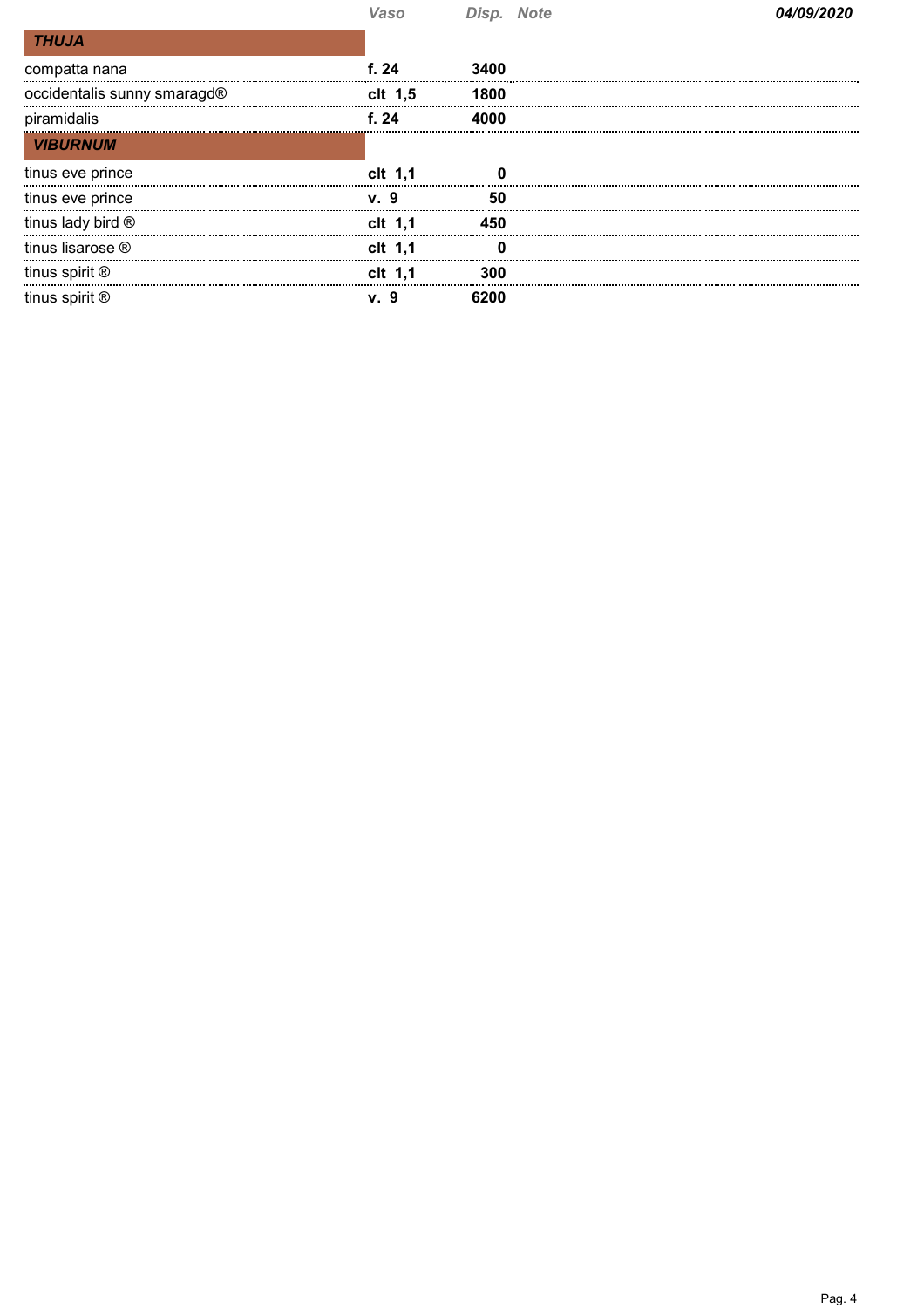| | Vaso | Disp. | Note |
|---|---|---|---|
| ***THUJA*** | | | |
| compatta nana | f. 24 | 3400 | |
| occidentalis sunny smaragd® | clt 1,5 | 1800 | |
| piramidalis | f. 24 | 4000 | |
| ***VIBURNUM*** | | | |
| tinus eve prince | clt 1,1 | 0 | |
| tinus eve prince | v. 9 | 50 | |
| tinus lady bird ® | clt 1,1 | 450 | |
| tinus lisarose ® | clt 1,1 | 0 | |
| tinus spirit ® | clt 1,1 | 300 | |
| tinus spirit ® | v. 9 | 6200 | |